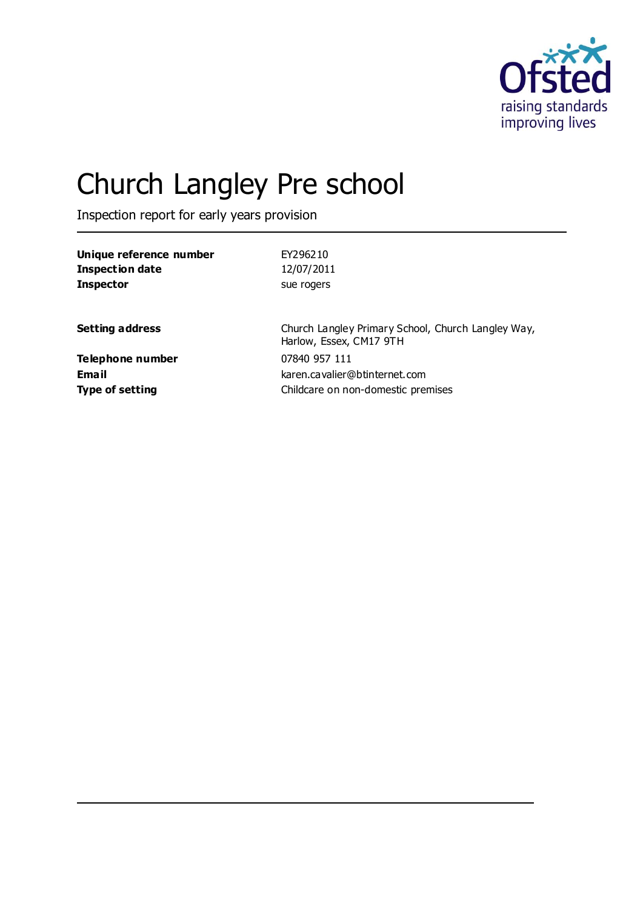# Church Langley Pre school

Inspection report for early years provision

| | |
|---|---|
| **Unique reference number** | EY296210 |
| **Inspection date** | 12/07/2011 |
| **Inspector** | sue rogers |
| | |
| **Setting address** | Church Langley Primary School, Church Langley Way, Harlow, Essex, CM17 9TH |
| **Telephone number** | 07840 957 111 |
| **Email** | karen.cavalier@btinternet.com |
| **Type of setting** | Childcare on non-domestic premises |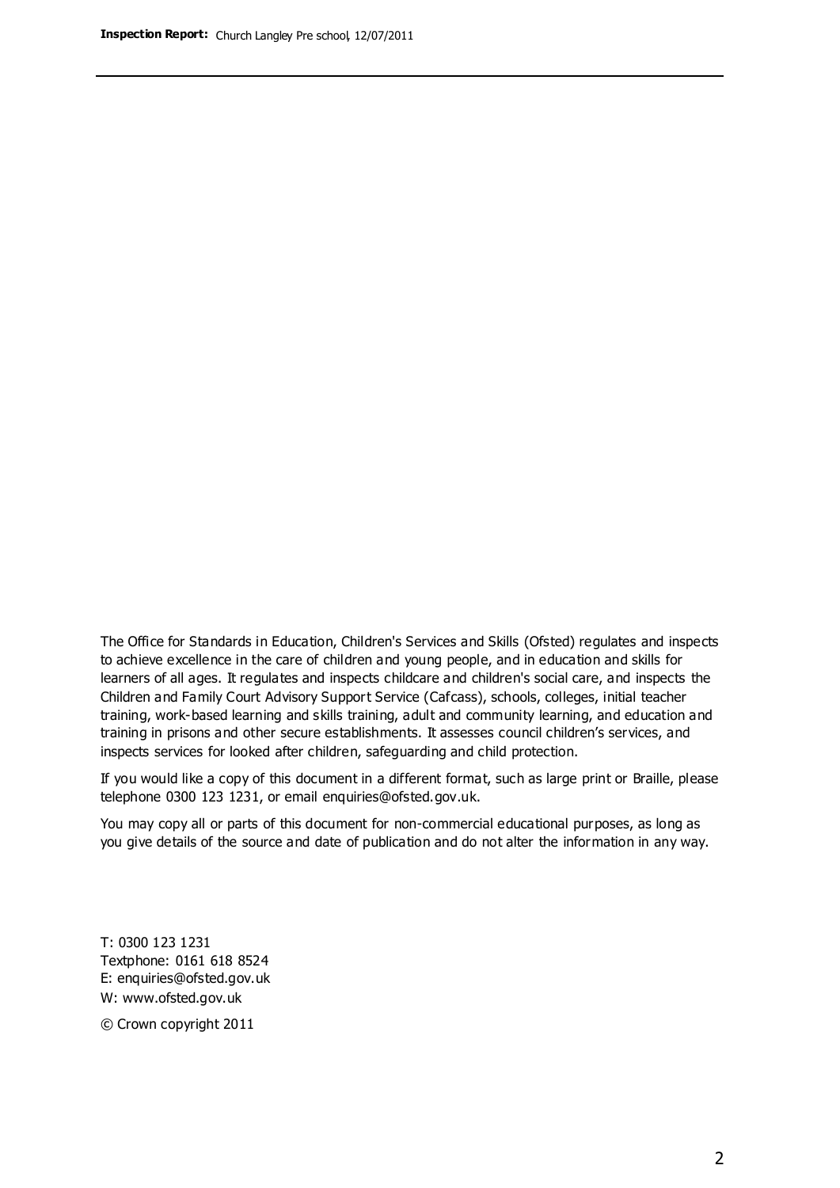The Office for Standards in Education, Children's Services and Skills (Ofsted) regulates and inspects to achieve excellence in the care of children and young people, and in education and skills for learners of all ages. It regulates and inspects childcare and children's social care, and inspects the Children and Family Court Advisory Support Service (Cafcass), schools, colleges, initial teacher training, work-based learning and skills training, adult and community learning, and education and training in prisons and other secure establishments. It assesses council children's services, and inspects services for looked after children, safeguarding and child protection.

If you would like a copy of this document in a different format, such as large print or Braille, please telephone 0300 123 1231, or email enquiries@ofsted.gov.uk.

You may copy all or parts of this document for non-commercial educational purposes, as long as you give details of the source and date of publication and do not alter the information in any way.

T: 0300 123 1231
Textphone: 0161 618 8524
E: enquiries@ofsted.gov.uk
W: www.ofsted.gov.uk

© Crown copyright 2011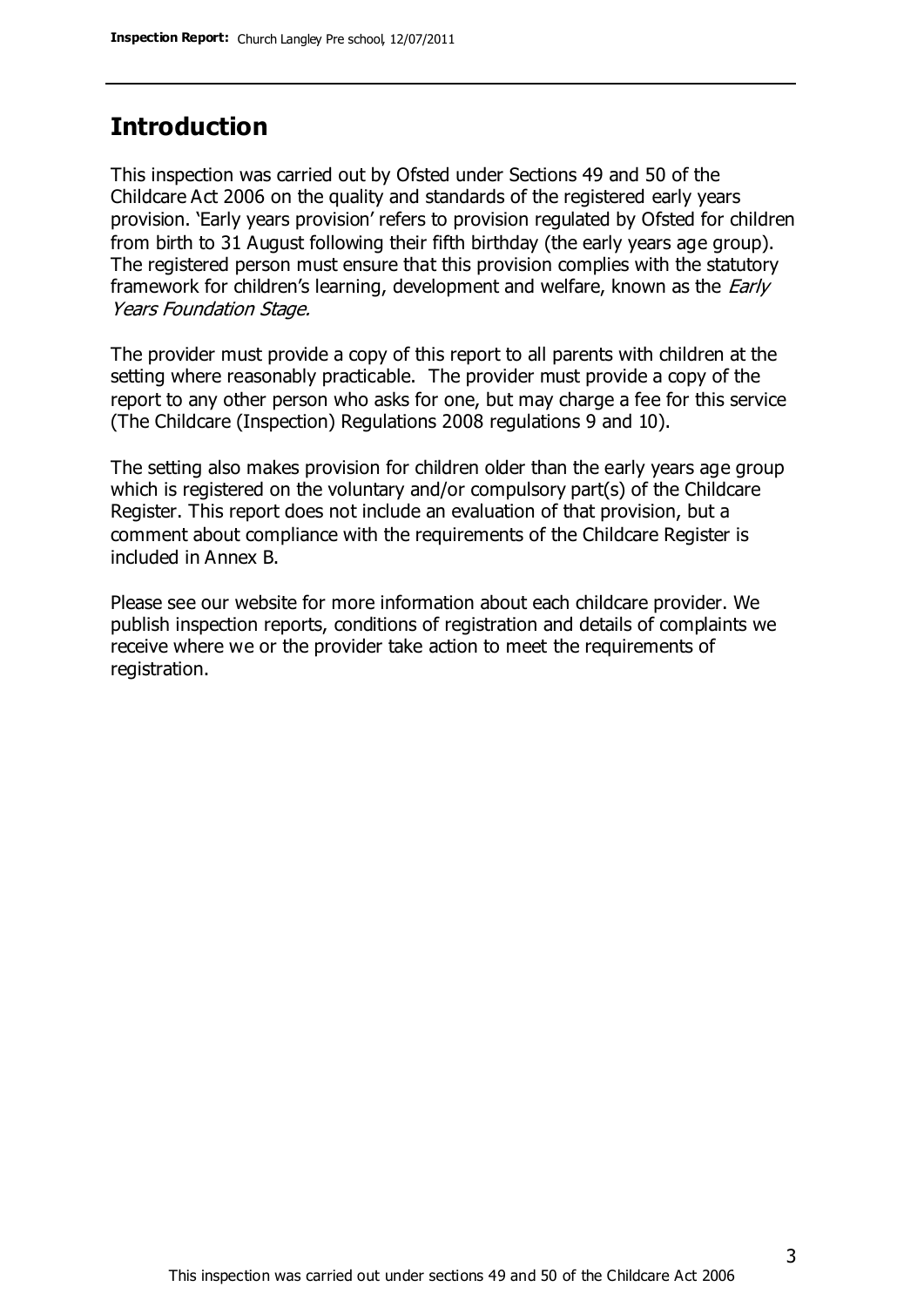## Introduction

This inspection was carried out by Ofsted under Sections 49 and 50 of the Childcare Act 2006 on the quality and standards of the registered early years provision. 'Early years provision' refers to provision regulated by Ofsted for children from birth to 31 August following their fifth birthday (the early years age group). The registered person must ensure that this provision complies with the statutory framework for children's learning, development and welfare, known as the *Early Years Foundation Stage.*

The provider must provide a copy of this report to all parents with children at the setting where reasonably practicable. The provider must provide a copy of the report to any other person who asks for one, but may charge a fee for this service (The Childcare (Inspection) Regulations 2008 regulations 9 and 10).

The setting also makes provision for children older than the early years age group which is registered on the voluntary and/or compulsory part(s) of the Childcare Register. This report does not include an evaluation of that provision, but a comment about compliance with the requirements of the Childcare Register is included in Annex B.

Please see our website for more information about each childcare provider. We publish inspection reports, conditions of registration and details of complaints we receive where we or the provider take action to meet the requirements of registration.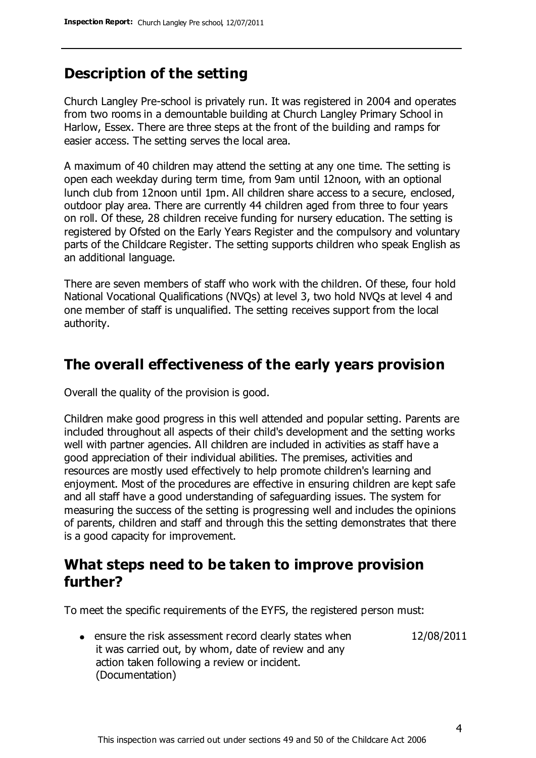## Description of the setting

Church Langley Pre-school is privately run. It was registered in 2004 and operates from two rooms in a demountable building at Church Langley Primary School in Harlow, Essex. There are three steps at the front of the building and ramps for easier access. The setting serves the local area.

A maximum of 40 children may attend the setting at any one time. The setting is open each weekday during term time, from 9am until 12noon, with an optional lunch club from 12noon until 1pm. All children share access to a secure, enclosed, outdoor play area. There are currently 44 children aged from three to four years on roll. Of these, 28 children receive funding for nursery education. The setting is registered by Ofsted on the Early Years Register and the compulsory and voluntary parts of the Childcare Register. The setting supports children who speak English as an additional language.

There are seven members of staff who work with the children. Of these, four hold National Vocational Qualifications (NVQs) at level 3, two hold NVQs at level 4 and one member of staff is unqualified. The setting receives support from the local authority.

## The overall effectiveness of the early years provision

Overall the quality of the provision is good.

Children make good progress in this well attended and popular setting. Parents are included throughout all aspects of their child's development and the setting works well with partner agencies. All children are included in activities as staff have a good appreciation of their individual abilities. The premises, activities and resources are mostly used effectively to help promote children's learning and enjoyment. Most of the procedures are effective in ensuring children are kept safe and all staff have a good understanding of safeguarding issues. The system for measuring the success of the setting is progressing well and includes the opinions of parents, children and staff and through this the setting demonstrates that there is a good capacity for improvement.

## What steps need to be taken to improve provision further?

To meet the specific requirements of the EYFS, the registered person must:

| | |
|---|---|
| • ensure the risk assessment record clearly states when it was carried out, by whom, date of review and any action taken following a review or incident. (Documentation) | 12/08/2011 |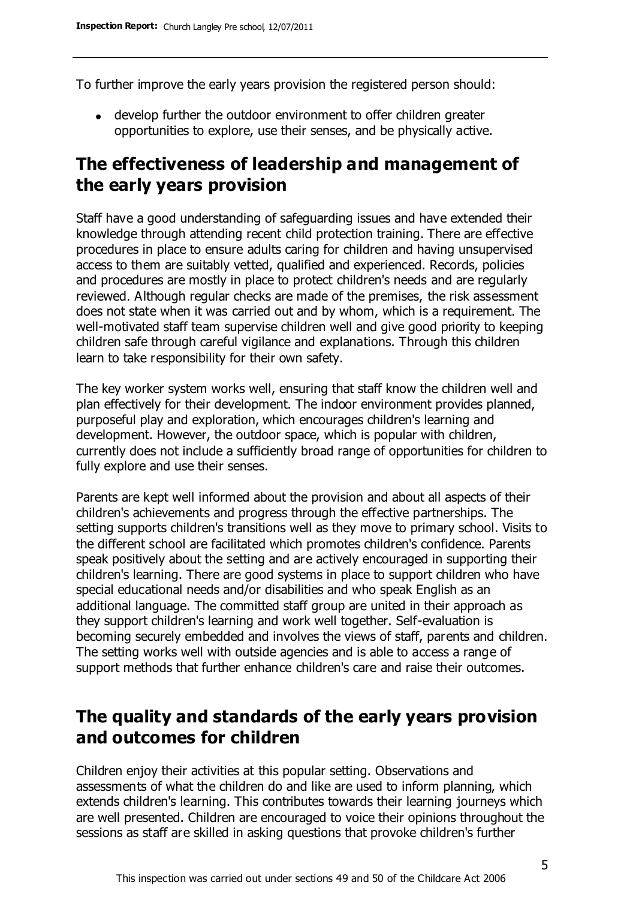To further improve the early years provision the registered person should:

- develop further the outdoor environment to offer children greater opportunities to explore, use their senses, and be physically active.

## The effectiveness of leadership and management of the early years provision

Staff have a good understanding of safeguarding issues and have extended their knowledge through attending recent child protection training. There are effective procedures in place to ensure adults caring for children and having unsupervised access to them are suitably vetted, qualified and experienced. Records, policies and procedures are mostly in place to protect children's needs and are regularly reviewed. Although regular checks are made of the premises, the risk assessment does not state when it was carried out and by whom, which is a requirement. The well-motivated staff team supervise children well and give good priority to keeping children safe through careful vigilance and explanations. Through this children learn to take responsibility for their own safety.

The key worker system works well, ensuring that staff know the children well and plan effectively for their development. The indoor environment provides planned, purposeful play and exploration, which encourages children's learning and development. However, the outdoor space, which is popular with children, currently does not include a sufficiently broad range of opportunities for children to fully explore and use their senses.

Parents are kept well informed about the provision and about all aspects of their children's achievements and progress through the effective partnerships. The setting supports children's transitions well as they move to primary school. Visits to the different school are facilitated which promotes children's confidence. Parents speak positively about the setting and are actively encouraged in supporting their children's learning. There are good systems in place to support children who have special educational needs and/or disabilities and who speak English as an additional language. The committed staff group are united in their approach as they support children's learning and work well together. Self-evaluation is becoming securely embedded and involves the views of staff, parents and children. The setting works well with outside agencies and is able to access a range of support methods that further enhance children's care and raise their outcomes.

## The quality and standards of the early years provision and outcomes for children

Children enjoy their activities at this popular setting. Observations and assessments of what the children do and like are used to inform planning, which extends children's learning. This contributes towards their learning journeys which are well presented. Children are encouraged to voice their opinions throughout the sessions as staff are skilled in asking questions that provoke children's further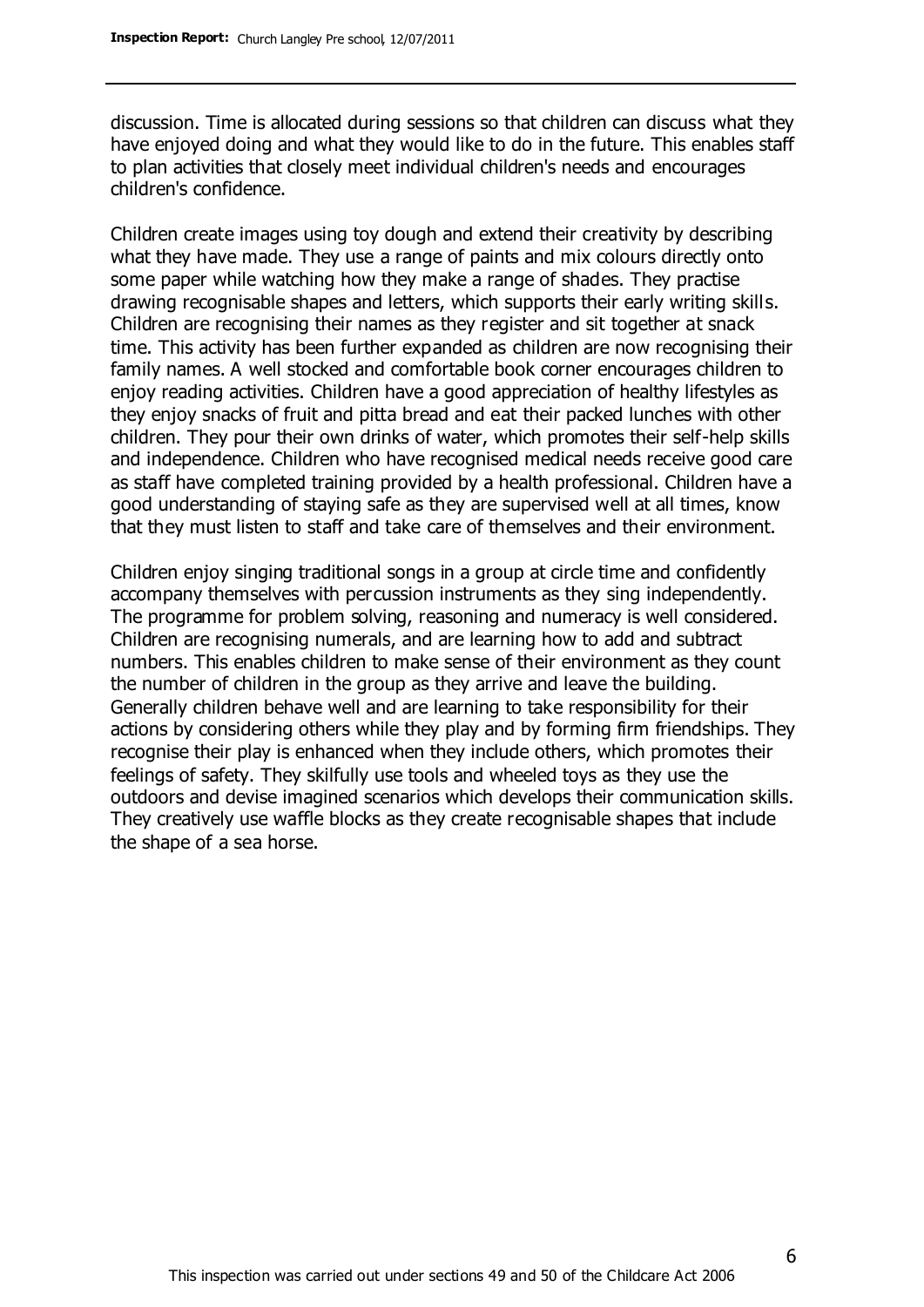discussion. Time is allocated during sessions so that children can discuss what they have enjoyed doing and what they would like to do in the future. This enables staff to plan activities that closely meet individual children's needs and encourages children's confidence.

Children create images using toy dough and extend their creativity by describing what they have made. They use a range of paints and mix colours directly onto some paper while watching how they make a range of shades. They practise drawing recognisable shapes and letters, which supports their early writing skills. Children are recognising their names as they register and sit together at snack time. This activity has been further expanded as children are now recognising their family names. A well stocked and comfortable book corner encourages children to enjoy reading activities. Children have a good appreciation of healthy lifestyles as they enjoy snacks of fruit and pitta bread and eat their packed lunches with other children. They pour their own drinks of water, which promotes their self-help skills and independence. Children who have recognised medical needs receive good care as staff have completed training provided by a health professional. Children have a good understanding of staying safe as they are supervised well at all times, know that they must listen to staff and take care of themselves and their environment.

Children enjoy singing traditional songs in a group at circle time and confidently accompany themselves with percussion instruments as they sing independently. The programme for problem solving, reasoning and numeracy is well considered. Children are recognising numerals, and are learning how to add and subtract numbers. This enables children to make sense of their environment as they count the number of children in the group as they arrive and leave the building. Generally children behave well and are learning to take responsibility for their actions by considering others while they play and by forming firm friendships. They recognise their play is enhanced when they include others, which promotes their feelings of safety. They skilfully use tools and wheeled toys as they use the outdoors and devise imagined scenarios which develops their communication skills. They creatively use waffle blocks as they create recognisable shapes that include the shape of a sea horse.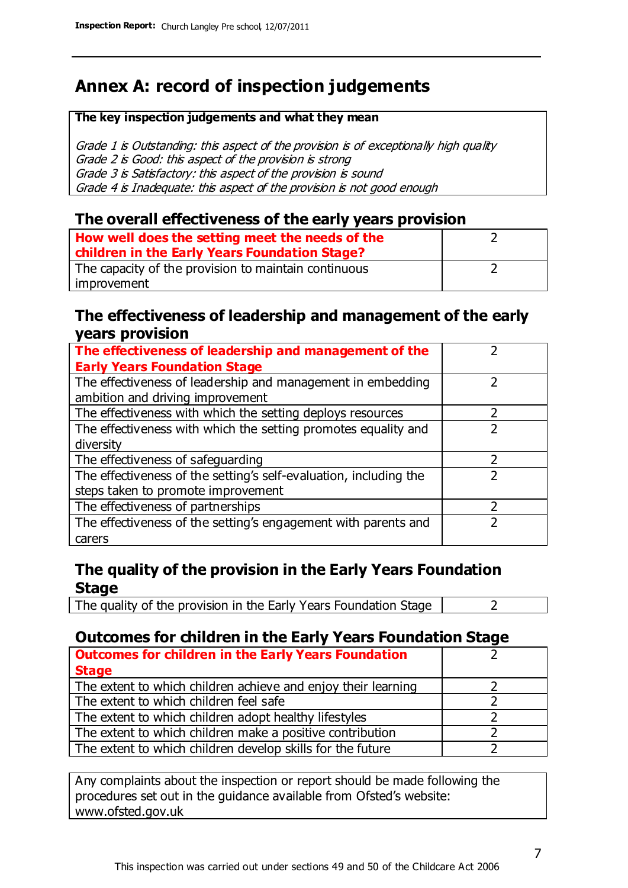# Annex A: record of inspection judgements

**The key inspection judgements and what they mean**

*Grade 1 is Outstanding: this aspect of the provision is of exceptionally high quality*
*Grade 2 is Good: this aspect of the provision is strong*
*Grade 3 is Satisfactory: this aspect of the provision is sound*
*Grade 4 is Inadequate: this aspect of the provision is not good enough*

## The overall effectiveness of the early years provision

| | |
|---|---|
| **How well does the setting meet the needs of the children in the Early Years Foundation Stage?** | 2 |
| The capacity of the provision to maintain continuous improvement | 2 |

## The effectiveness of leadership and management of the early years provision

| | |
|---|---|
| **The effectiveness of leadership and management of the Early Years Foundation Stage** | 2 |
| The effectiveness of leadership and management in embedding ambition and driving improvement | 2 |
| The effectiveness with which the setting deploys resources | 2 |
| The effectiveness with which the setting promotes equality and diversity | 2 |
| The effectiveness of safeguarding | 2 |
| The effectiveness of the setting's self-evaluation, including the steps taken to promote improvement | 2 |
| The effectiveness of partnerships | 2 |
| The effectiveness of the setting's engagement with parents and carers | 2 |

## The quality of the provision in the Early Years Foundation Stage

| | |
|---|---|
| The quality of the provision in the Early Years Foundation Stage | 2 |

## Outcomes for children in the Early Years Foundation Stage

| | |
|---|---|
| **Outcomes for children in the Early Years Foundation Stage** | 2 |
| The extent to which children achieve and enjoy their learning | 2 |
| The extent to which children feel safe | 2 |
| The extent to which children adopt healthy lifestyles | 2 |
| The extent to which children make a positive contribution | 2 |
| The extent to which children develop skills for the future | 2 |

Any complaints about the inspection or report should be made following the procedures set out in the guidance available from Ofsted's website: www.ofsted.gov.uk

This inspection was carried out under sections 49 and 50 of the Childcare Act 2006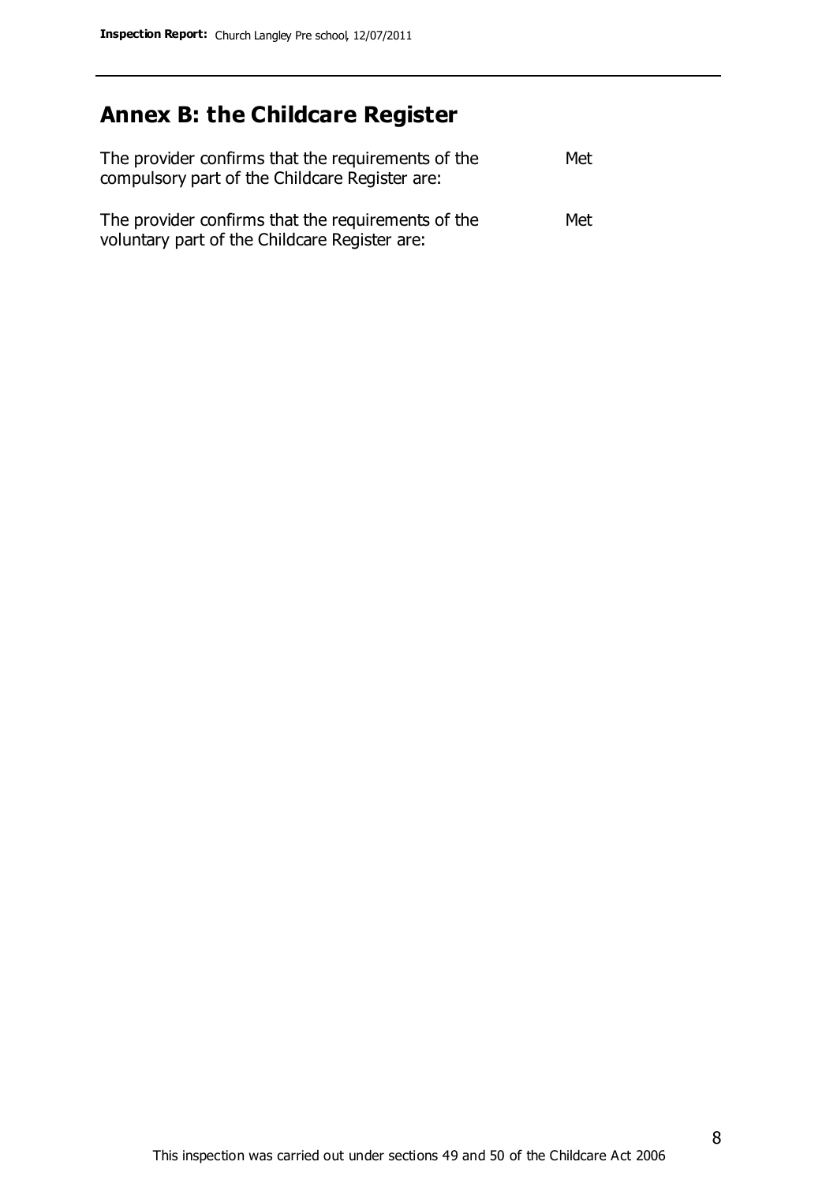## Annex B: the Childcare Register

| | |
|---|---|
| The provider confirms that the requirements of the compulsory part of the Childcare Register are: | Met |
| The provider confirms that the requirements of the voluntary part of the Childcare Register are: | Met |

This inspection was carried out under sections 49 and 50 of the Childcare Act 2006